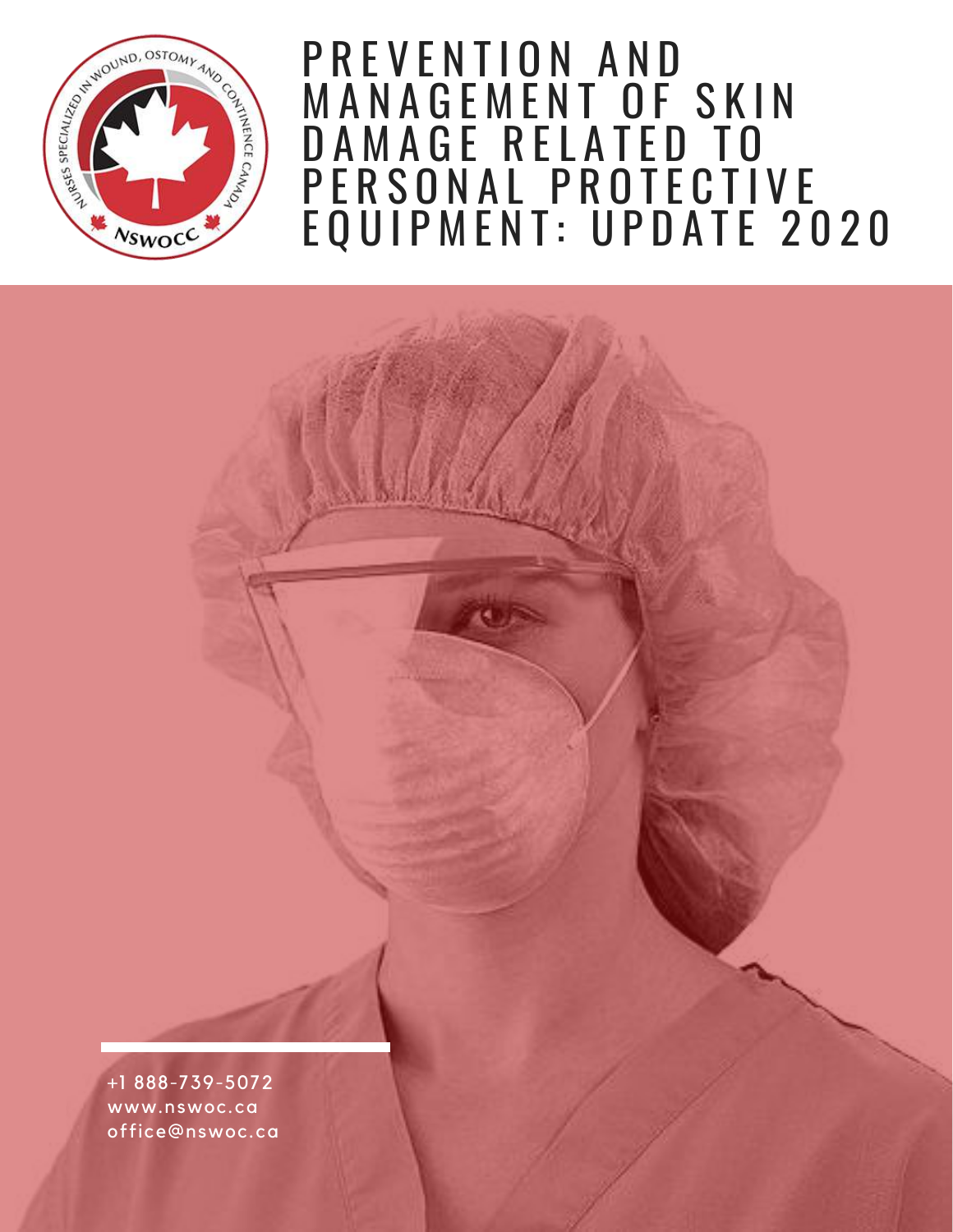# PREVENTION AND MANAGEMENT OF SKIN DAMAGE RELATED TO PERSONAL PROTECTIVE EQUIPMENT: UPDATE 2020

+1 888-739-5072
www.nswoc.ca
office@nswoc.ca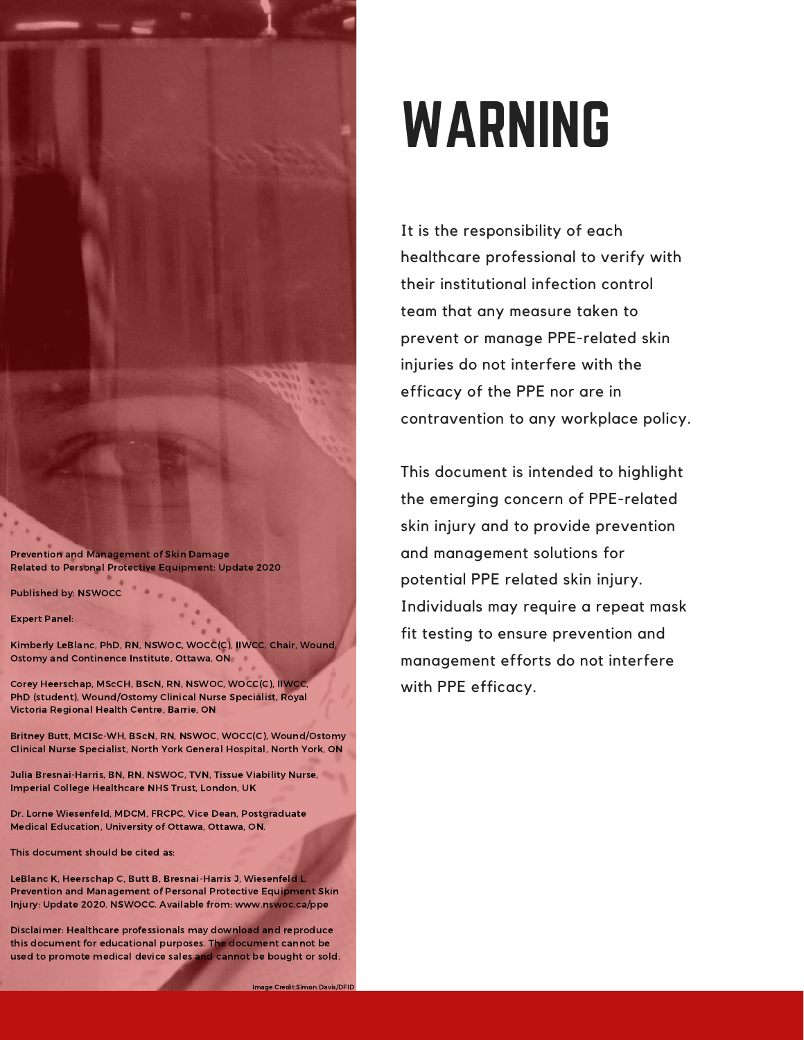Prevention and Management of Skin Damage Related to Personal Protective Equipment: Update 2020

Published by: NSWOCC

Expert Panel:

Kimberly LeBlanc, PhD, RN, NSWOC, WOCC(C), IIWCC, Chair, Wound, Ostomy and Continence Institute, Ottawa, ON

Corey Heerschap, MScCH, BScN, RN, NSWOC, WOCC(C), IIWCC, PhD (student), Wound/Ostomy Clinical Nurse Specialist, Royal Victoria Regional Health Centre, Barrie, ON

Britney Butt, MClSc-WH, BScN, RN, NSWOC, WOCC(C), Wound/Ostomy Clinical Nurse Specialist, North York General Hospital, North York, ON

Julia Bresnai-Harris, BN, RN, NSWOC, TVN, Tissue Viability Nurse, Imperial College Healthcare NHS Trust, London, UK

Dr. Lorne Wiesenfeld, MDCM, FRCPC, Vice Dean, Postgraduate Medical Education, University of Ottawa, Ottawa, ON.

This document should be cited as:

LeBlanc K, Heerschap C, Butt B, Bresnai-Harris J, Wiesenfeld L. Prevention and Management of Personal Protective Equipment Skin Injury: Update 2020. NSWOCC. Available from: www.nswoc.ca/ppe

Disclaimer: Healthcare professionals may download and reproduce this document for educational purposes. The document cannot be used to promote medical device sales and cannot be bought or sold.

Image Credit:Simon Davis/DFID

# WARNING

It is the responsibility of each healthcare professional to verify with their institutional infection control team that any measure taken to prevent or manage PPE-related skin injuries do not interfere with the efficacy of the PPE nor are in contravention to any workplace policy.

This document is intended to highlight the emerging concern of PPE-related skin injury and to provide prevention and management solutions for potential PPE related skin injury. Individuals may require a repeat mask fit testing to ensure prevention and management efforts do not interfere with PPE efficacy.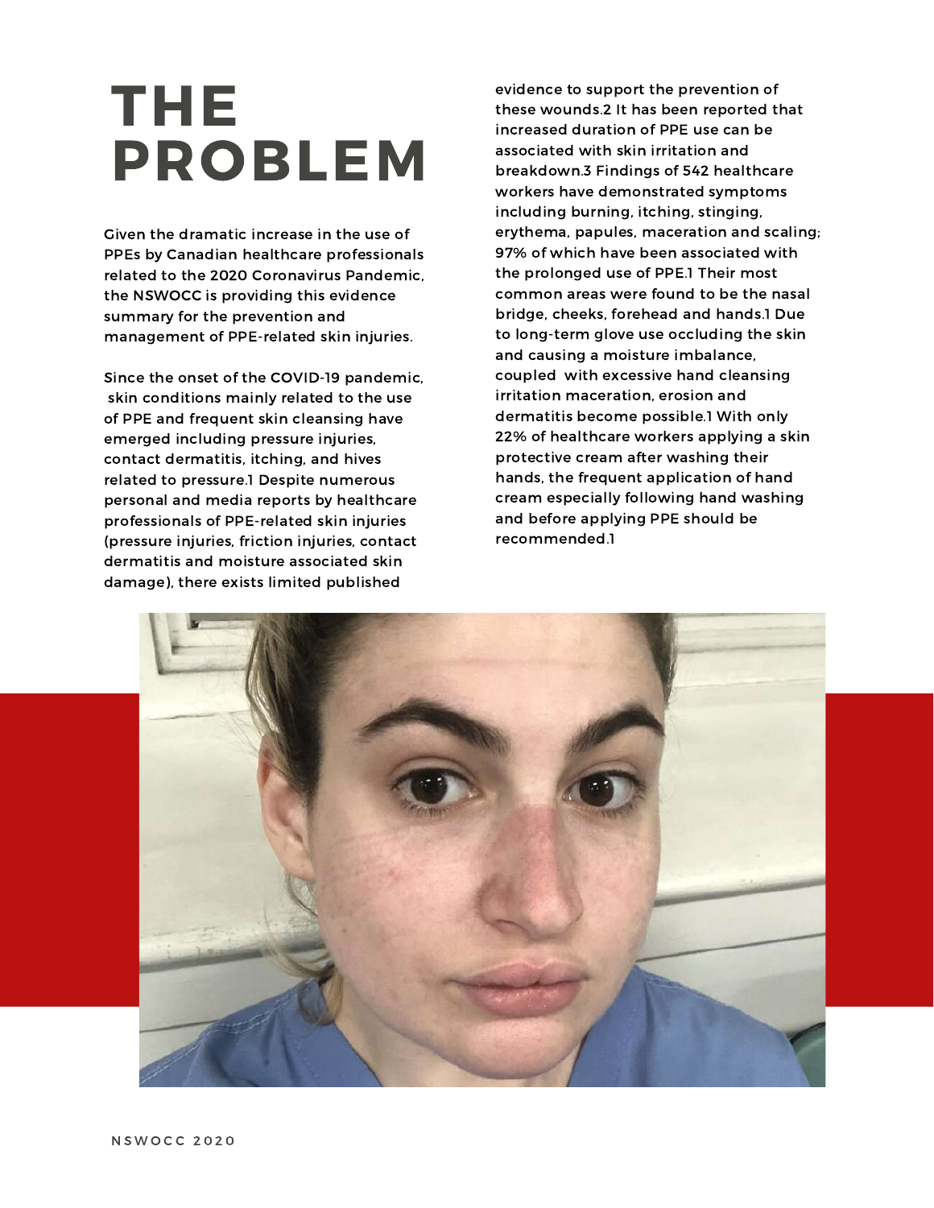# THE PROBLEM

Given the dramatic increase in the use of PPEs by Canadian healthcare professionals related to the 2020 Coronavirus Pandemic, the NSWOCC is providing this evidence summary for the prevention and management of PPE-related skin injuries.

Since the onset of the COVID-19 pandemic, skin conditions mainly related to the use of PPE and frequent skin cleansing have emerged including pressure injuries, contact dermatitis, itching, and hives related to pressure.[1] Despite numerous personal and media reports by healthcare professionals of PPE-related skin injuries (pressure injuries, friction injuries, contact dermatitis and moisture associated skin damage), there exists limited published evidence to support the prevention of these wounds.[2] It has been reported that increased duration of PPE use can be associated with skin irritation and breakdown.[3] Findings of 542 healthcare workers have demonstrated symptoms including burning, itching, stinging, erythema, papules, maceration and scaling; 97% of which have been associated with the prolonged use of PPE.[1] Their most common areas were found to be the nasal bridge, cheeks, forehead and hands.[1] Due to long-term glove use occluding the skin and causing a moisture imbalance, coupled with excessive hand cleansing irritation maceration, erosion and dermatitis become possible.[1] With only 22% of healthcare workers applying a skin protective cream after washing their hands, the frequent application of hand cream especially following hand washing and before applying PPE should be recommended.[1]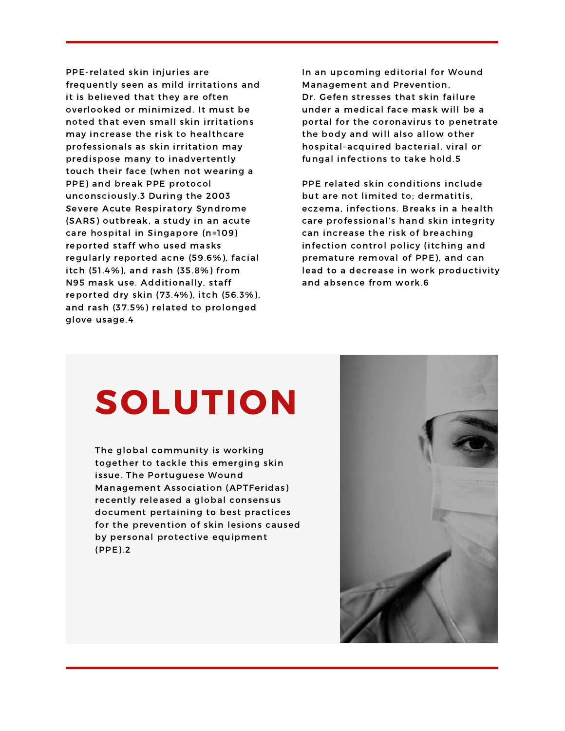PPE-related skin injuries are frequently seen as mild irritations and it is believed that they are often overlooked or minimized. It must be noted that even small skin irritations may increase the risk to healthcare professionals as skin irritation may predispose many to inadvertently touch their face (when not wearing a PPE) and break PPE protocol unconsciously.[3] During the 2003 Severe Acute Respiratory Syndrome (SARS) outbreak, a study in an acute care hospital in Singapore (n=109) reported staff who used masks regularly reported acne (59.6%), facial itch (51.4%), and rash (35.8%) from N95 mask use. Additionally, staff reported dry skin (73.4%), itch (56.3%), and rash (37.5%) related to prolonged glove usage.[4]

In an upcoming editorial for Wound Management and Prevention, Dr. Gefen stresses that skin failure under a medical face mask will be a portal for the coronavirus to penetrate the body and will also allow other hospital-acquired bacterial, viral or fungal infections to take hold.[5]

PPE related skin conditions include but are not limited to; dermatitis, eczema, infections. Breaks in a health care professional's hand skin integrity can increase the risk of breaching infection control policy (itching and premature removal of PPE), and can lead to a decrease in work productivity and absence from work.[6]

# SOLUTION

The global community is working together to tackle this emerging skin issue. The Portuguese Wound Management Association (APTFeridas) recently released a global consensus document pertaining to best practices for the prevention of skin lesions caused by personal protective equipment (PPE).[2]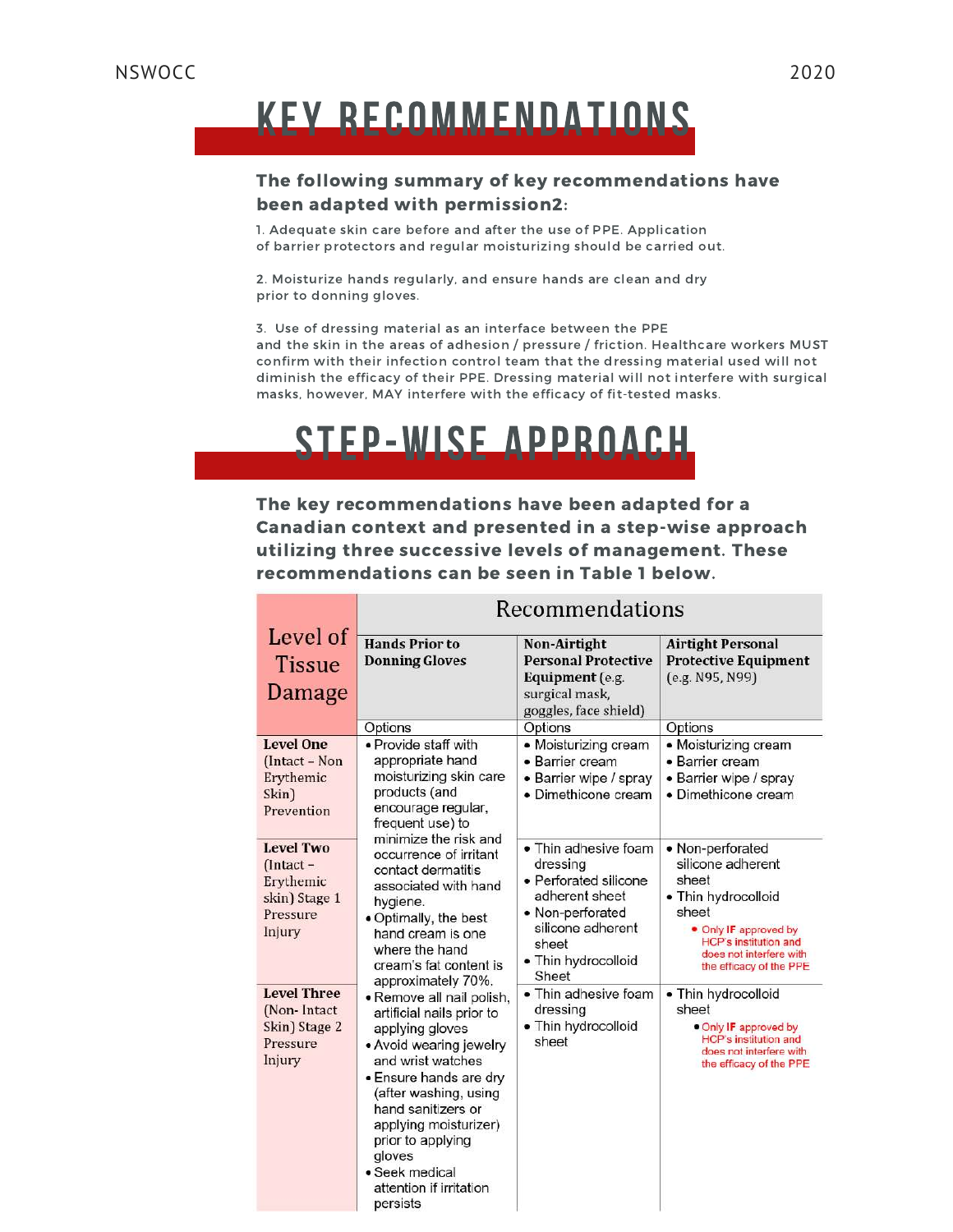# KEY RECOMMENDATIONS

**The following summary of key recommendations have been adapted with permission2:**

1. Adequate skin care before and after the use of PPE. Application of barrier protectors and regular moisturizing should be carried out.

2. Moisturize hands regularly, and ensure hands are clean and dry prior to donning gloves.

3. Use of dressing material as an interface between the PPE and the skin in the areas of adhesion / pressure / friction. Healthcare workers MUST confirm with their infection control team that the dressing material used will not diminish the efficacy of their PPE. Dressing material will not interfere with surgical masks, however, MAY interfere with the efficacy of fit-tested masks.

# STEP-WISE APPROACH

**The key recommendations have been adapted for a Canadian context and presented in a step-wise approach utilizing three successive levels of management. These recommendations can be seen in Table 1 below.**

| Level of Tissue Damage | Recommendations | | |
|---|---|---|---|
| | **Hands Prior to Donning Gloves** | **Non-Airtight Personal Protective Equipment** (e.g. surgical mask, goggles, face shield) | **Airtight Personal Protective Equipment** (e.g. N95, N99) |
| | Options | Options | Options |
| **Level One** (Intact – Non Erythemic Skin) Prevention | • Provide staff with appropriate hand moisturizing skin care products (and encourage regular, frequent use) to minimize the risk and occurrence of irritant contact dermatitis associated with hand hygiene.<br>• Optimally, the best hand cream is one where the hand cream's fat content is approximately 70%.<br>• Remove all nail polish, artificial nails prior to applying gloves<br>• Avoid wearing jewelry and wrist watches<br>• Ensure hands are dry (after washing, using hand sanitizers or applying moisturizer) prior to applying gloves<br>• Seek medical attention if irritation persists | • Moisturizing cream<br>• Barrier cream<br>• Barrier wipe / spray<br>• Dimethicone cream | • Moisturizing cream<br>• Barrier cream<br>• Barrier wipe / spray<br>• Dimethicone cream |
| **Level Two** (Intact – Erythemic skin) Stage 1 Pressure Injury | | • Thin adhesive foam dressing<br>• Perforated silicone adherent sheet<br>• Non-perforated silicone adherent sheet<br>• Thin hydrocolloid Sheet | • Non-perforated silicone adherent sheet<br>• Thin hydrocolloid sheet<br>• Only **IF** approved by HCP's institution and does not interfere with the efficacy of the PPE |
| **Level Three** (Non- Intact Skin) Stage 2 Pressure Injury | | • Thin adhesive foam dressing<br>• Thin hydrocolloid sheet | • Thin hydrocolloid sheet<br>• Only **IF** approved by HCP's institution and does not interfere with the efficacy of the PPE |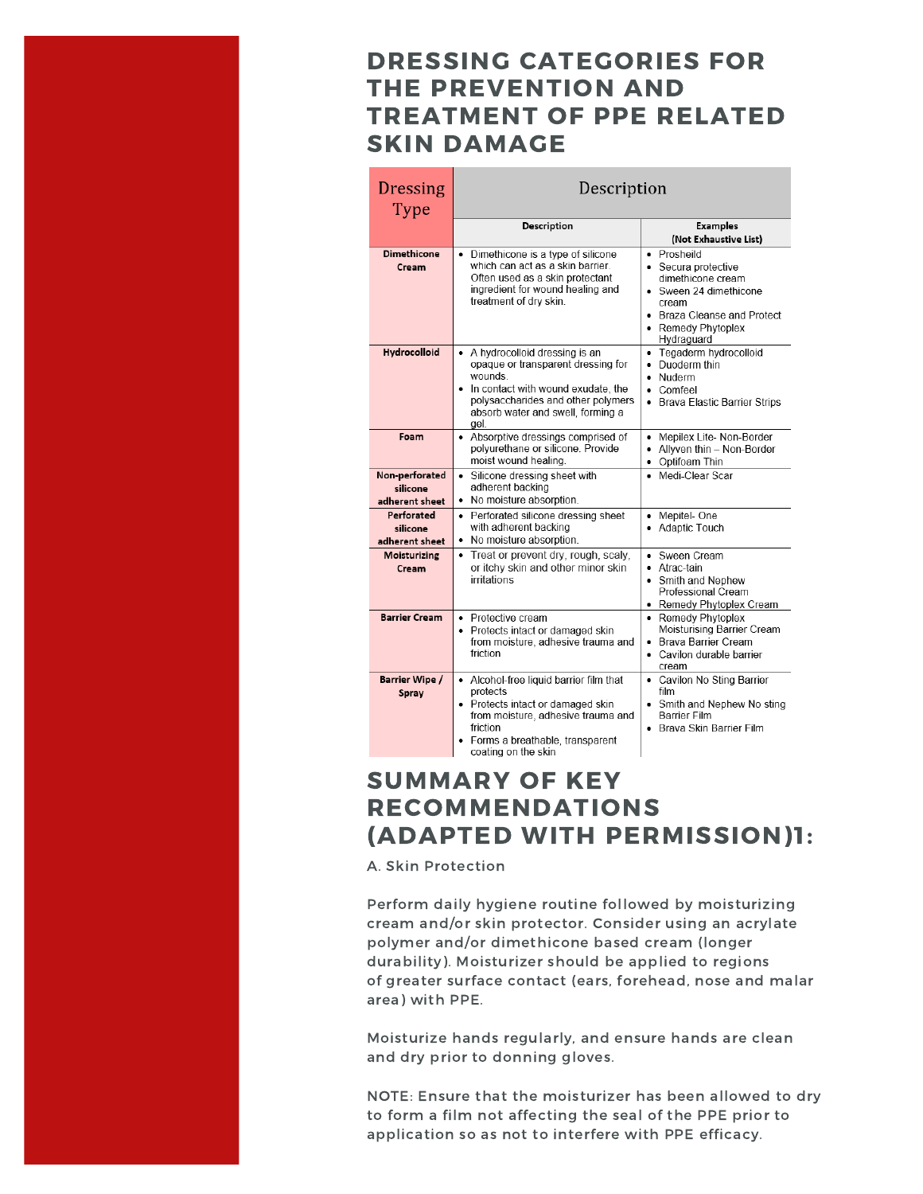# DRESSING CATEGORIES FOR THE PREVENTION AND TREATMENT OF PPE RELATED SKIN DAMAGE

| Dressing Type | Description | |
|---|---|---|
| | **Description** | **Examples (Not Exhaustive List)** |
| **Dimethicone Cream** | • Dimethicone is a type of silicone which can act as a skin barrier. Often used as a skin protectant ingredient for wound healing and treatment of dry skin. | • Prosheild<br>• Secura protective dimethicone cream<br>• Sween 24 dimethicone cream<br>• Braza Cleanse and Protect<br>• Remedy Phytoplex Hydraguard |
| **Hydrocolloid** | • A hydrocolloid dressing is an opaque or transparent dressing for wounds.<br>• In contact with wound exudate, the polysaccharides and other polymers absorb water and swell, forming a gel. | • Tegaderm hydrocolloid<br>• Duoderm thin<br>• Nuderm<br>• Comfeel<br>• Brava Elastic Barrier Strips |
| **Foam** | • Absorptive dressings comprised of polyurethane or silicone. Provide moist wound healing. | • Mepilex Lite- Non-Border<br>• Allyven thin – Non-Border<br>• Optifoam Thin |
| **Non-perforated silicone adherent sheet** | • Silicone dressing sheet with adherent backing<br>• No moisture absorption. | • Medi-Clear Scar |
| **Perforated silicone adherent sheet** | • Perforated silicone dressing sheet with adherent backing<br>• No moisture absorption. | • Mepitel- One<br>• Adaptic Touch |
| **Moisturizing Cream** | • Treat or prevent dry, rough, scaly, or itchy skin and other minor skin irritations | • Sween Cream<br>• Atrac-tain<br>• Smith and Nephew Professional Cream<br>• Remedy Phytoplex Cream |
| **Barrier Cream** | • Protective cream<br>• Protects intact or damaged skin from moisture, adhesive trauma and friction | • Remedy Phytoplex Moisturising Barrier Cream<br>• Brava Barrier Cream<br>• Cavilon durable barrier cream |
| **Barrier Wipe / Spray** | • Alcohol-free liquid barrier film that protects<br>• Protects intact or damaged skin from moisture, adhesive trauma and friction<br>• Forms a breathable, transparent coating on the skin | • Cavilon No Sting Barrier film<br>• Smith and Nephew No sting Barrier Film<br>• Brava Skin Barrier Film |

# SUMMARY OF KEY RECOMMENDATIONS (ADAPTED WITH PERMISSION)1:

A. Skin Protection

Perform daily hygiene routine followed by moisturizing cream and/or skin protector. Consider using an acrylate polymer and/or dimethicone based cream (longer durability). Moisturizer should be applied to regions of greater surface contact (ears, forehead, nose and malar area) with PPE.

Moisturize hands regularly, and ensure hands are clean and dry prior to donning gloves.

NOTE: Ensure that the moisturizer has been allowed to dry to form a film not affecting the seal of the PPE prior to application so as not to interfere with PPE efficacy.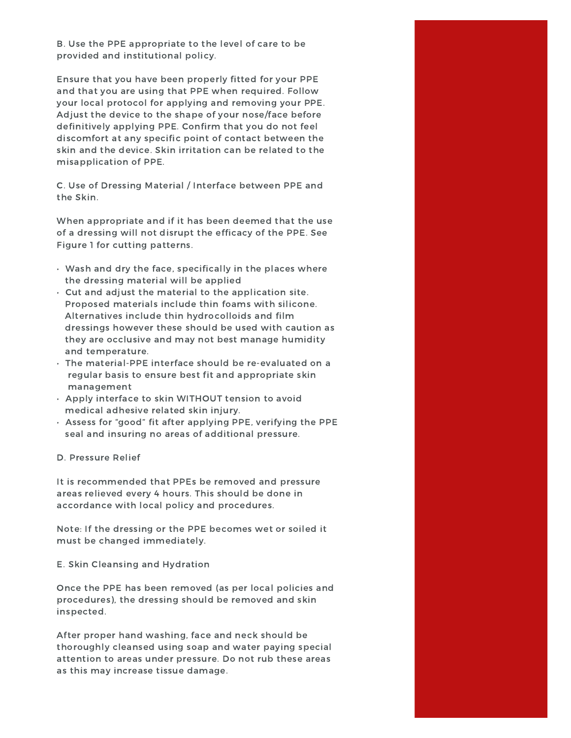B. Use the PPE appropriate to the level of care to be provided and institutional policy.

Ensure that you have been properly fitted for your PPE and that you are using that PPE when required. Follow your local protocol for applying and removing your PPE. Adjust the device to the shape of your nose/face before definitively applying PPE. Confirm that you do not feel discomfort at any specific point of contact between the skin and the device. Skin irritation can be related to the misapplication of PPE.

C. Use of Dressing Material / Interface between PPE and the Skin.

When appropriate and if it has been deemed that the use of a dressing will not disrupt the efficacy of the PPE. See Figure 1 for cutting patterns.

- Wash and dry the face, specifically in the places where the dressing material will be applied
- Cut and adjust the material to the application site. Proposed materials include thin foams with silicone. Alternatives include thin hydrocolloids and film dressings however these should be used with caution as they are occlusive and may not best manage humidity and temperature.
- The material-PPE interface should be re-evaluated on a regular basis to ensure best fit and appropriate skin management
- Apply interface to skin WITHOUT tension to avoid medical adhesive related skin injury.
- Assess for "good" fit after applying PPE, verifying the PPE seal and insuring no areas of additional pressure.

D. Pressure Relief

It is recommended that PPEs be removed and pressure areas relieved every 4 hours. This should be done in accordance with local policy and procedures.

Note: If the dressing or the PPE becomes wet or soiled it must be changed immediately.

E. Skin Cleansing and Hydration

Once the PPE has been removed (as per local policies and procedures), the dressing should be removed and skin inspected.

After proper hand washing, face and neck should be thoroughly cleansed using soap and water paying special attention to areas under pressure. Do not rub these areas as this may increase tissue damage.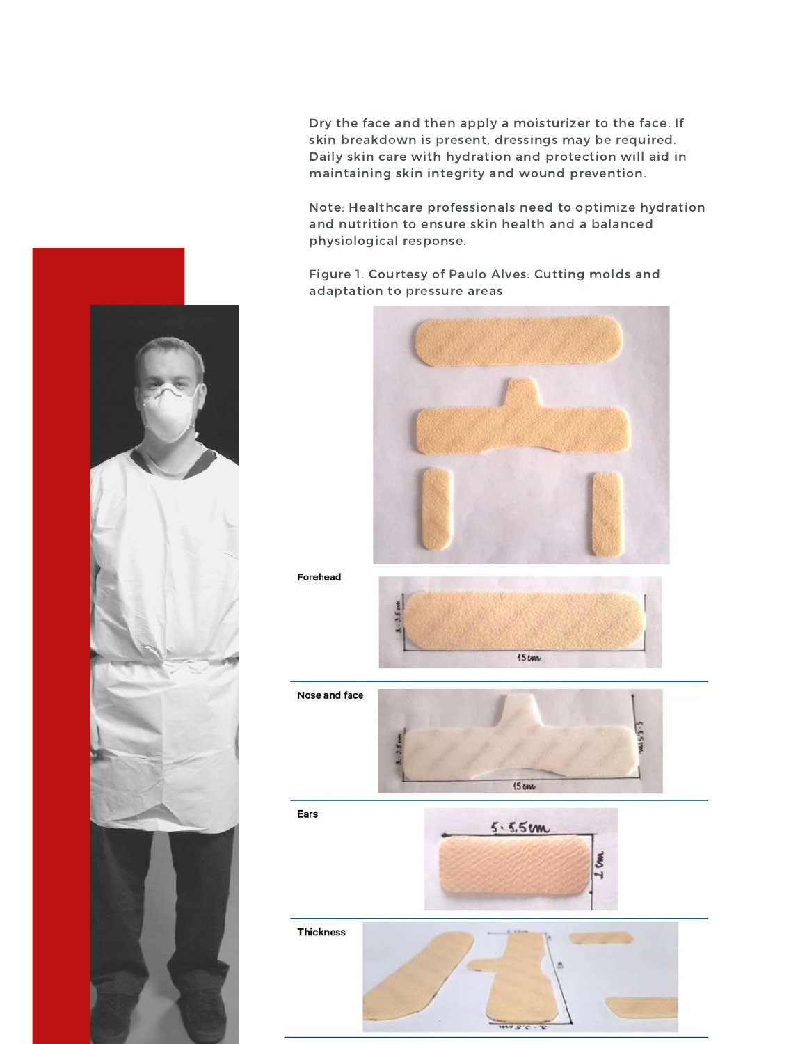Dry the face and then apply a moisturizer to the face. If skin breakdown is present, dressings may be required. Daily skin care with hydration and protection will aid in maintaining skin integrity and wound prevention.

Note: Healthcare professionals need to optimize hydration and nutrition to ensure skin health and a balanced physiological response.

Figure 1. Courtesy of Paulo Alves: Cutting molds and adaptation to pressure areas

**Forehead**

**Nose and face**

**Ears**

**Thickness**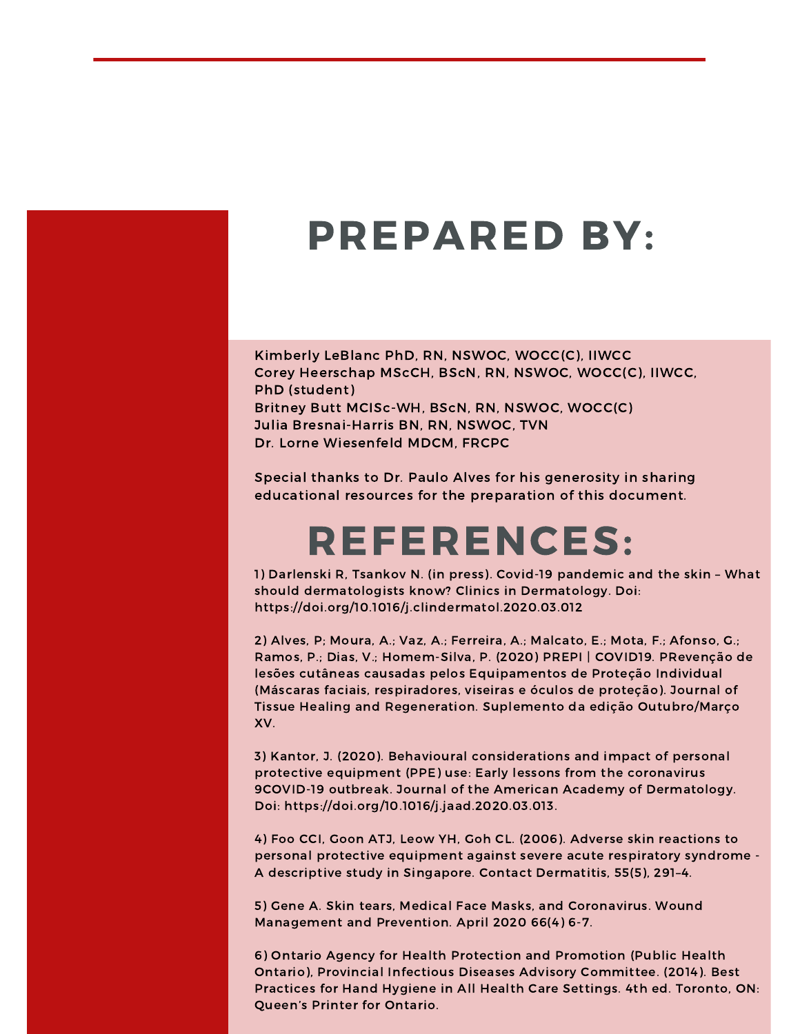# PREPARED BY:

Kimberly LeBlanc PhD, RN, NSWOC, WOCC(C), IIWCC
Corey Heerschap MScCH, BScN, RN, NSWOC, WOCC(C), IIWCC, PhD (student)
Britney Butt MClSc-WH, BScN, RN, NSWOC, WOCC(C)
Julia Bresnai-Harris BN, RN, NSWOC, TVN
Dr. Lorne Wiesenfeld MDCM, FRCPC

Special thanks to Dr. Paulo Alves for his generosity in sharing educational resources for the preparation of this document.

# REFERENCES:

1) Darlenski R, Tsankov N. (in press). Covid-19 pandemic and the skin – What should dermatologists know? Clinics in Dermatology. Doi: https://doi.org/10.1016/j.clindermatol.2020.03.012

2) Alves, P; Moura, A.; Vaz, A.; Ferreira, A.; Malcato, E.; Mota, F.; Afonso, G.; Ramos, P.; Dias, V.; Homem-Silva, P. (2020) PREPI | COVID19. PRevenção de lesões cutâneas causadas pelos Equipamentos de Proteção Individual (Máscaras faciais, respiradores, viseiras e óculos de proteção). Journal of Tissue Healing and Regeneration. Suplemento da edição Outubro/Março XV.

3) Kantor, J. (2020). Behavioural considerations and impact of personal protective equipment (PPE) use: Early lessons from the coronavirus 9COVID-19 outbreak. Journal of the American Academy of Dermatology. Doi: https://doi.org/10.1016/j.jaad.2020.03.013.

4) Foo CCI, Goon ATJ, Leow YH, Goh CL. (2006). Adverse skin reactions to personal protective equipment against severe acute respiratory syndrome - A descriptive study in Singapore. Contact Dermatitis, 55(5), 291–4.

5) Gene A. Skin tears, Medical Face Masks, and Coronavirus. Wound Management and Prevention. April 2020 66(4) 6-7.

6) Ontario Agency for Health Protection and Promotion (Public Health Ontario), Provincial Infectious Diseases Advisory Committee. (2014). Best Practices for Hand Hygiene in All Health Care Settings. 4th ed. Toronto, ON: Queen's Printer for Ontario.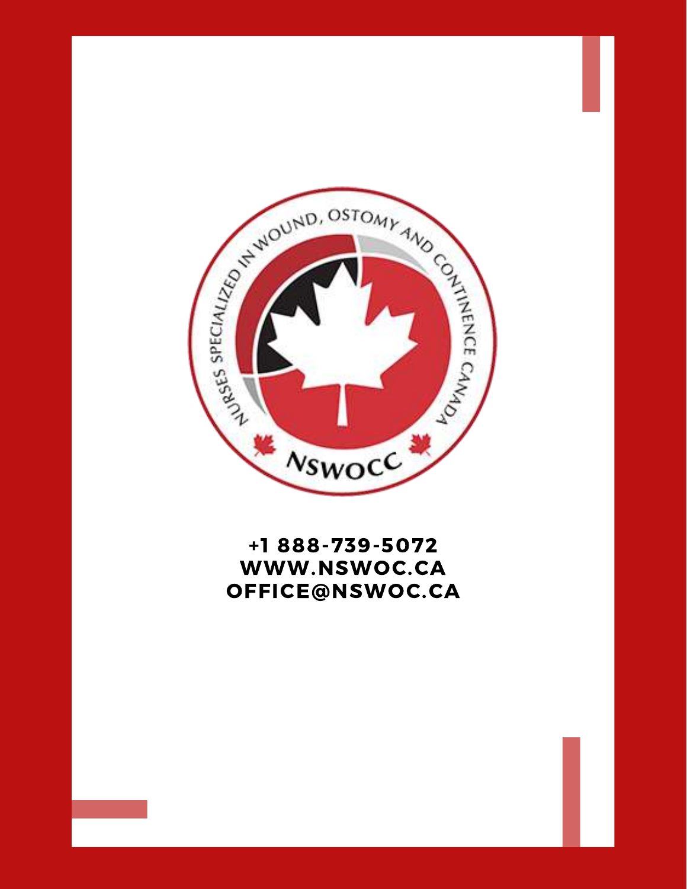NURSES SPECIALIZED IN WOUND, OSTOMY AND CONTINENCE CANADA

NSWOCC

**+1 888-739-5072**
**WWW.NSWOC.CA**
**OFFICE@NSWOC.CA**